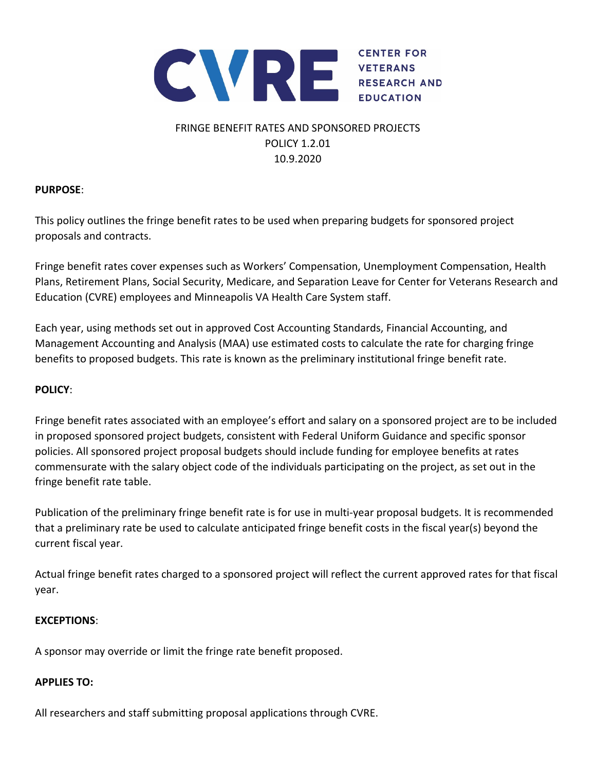CVRE CENTER FOR VETERANS RESEARCH AND EDUCATION

# FRINGE BENEFIT RATES AND SPONSORED PROJECTS
## POLICY 1.2.01
## 10.9.2020

**PURPOSE**:

This policy outlines the fringe benefit rates to be used when preparing budgets for sponsored project proposals and contracts.

Fringe benefit rates cover expenses such as Workers' Compensation, Unemployment Compensation, Health Plans, Retirement Plans, Social Security, Medicare, and Separation Leave for Center for Veterans Research and Education (CVRE) employees and Minneapolis VA Health Care System staff.

Each year, using methods set out in approved Cost Accounting Standards, Financial Accounting, and Management Accounting and Analysis (MAA) use estimated costs to calculate the rate for charging fringe benefits to proposed budgets. This rate is known as the preliminary institutional fringe benefit rate.

**POLICY**:

Fringe benefit rates associated with an employee's effort and salary on a sponsored project are to be included in proposed sponsored project budgets, consistent with Federal Uniform Guidance and specific sponsor policies. All sponsored project proposal budgets should include funding for employee benefits at rates commensurate with the salary object code of the individuals participating on the project, as set out in the fringe benefit rate table.

Publication of the preliminary fringe benefit rate is for use in multi-year proposal budgets. It is recommended that a preliminary rate be used to calculate anticipated fringe benefit costs in the fiscal year(s) beyond the current fiscal year.

Actual fringe benefit rates charged to a sponsored project will reflect the current approved rates for that fiscal year.

**EXCEPTIONS**:

A sponsor may override or limit the fringe rate benefit proposed.

**APPLIES TO:**

All researchers and staff submitting proposal applications through CVRE.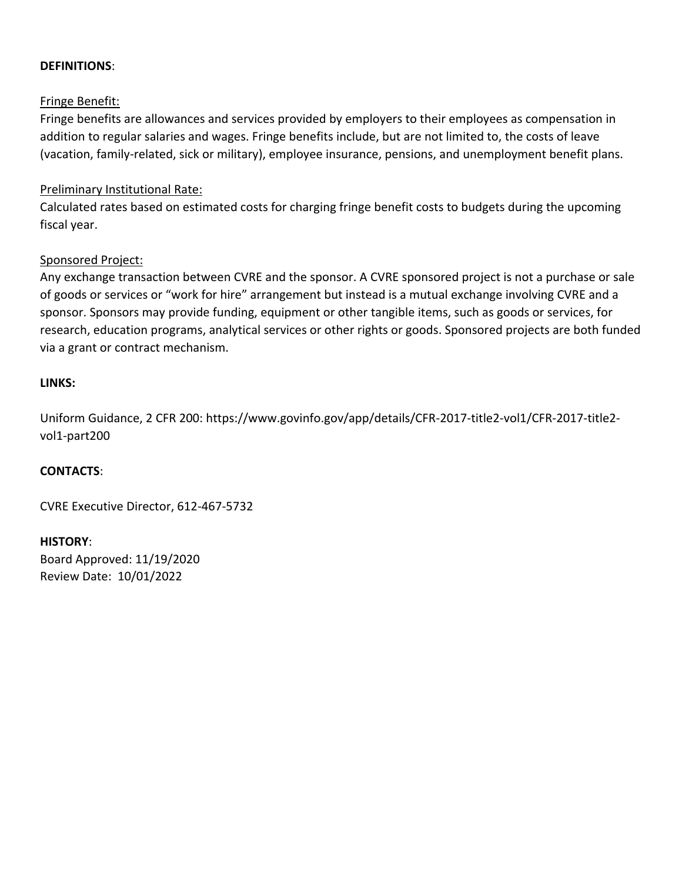**DEFINITIONS**:

Fringe Benefit:

Fringe benefits are allowances and services provided by employers to their employees as compensation in addition to regular salaries and wages. Fringe benefits include, but are not limited to, the costs of leave (vacation, family-related, sick or military), employee insurance, pensions, and unemployment benefit plans.

Preliminary Institutional Rate:

Calculated rates based on estimated costs for charging fringe benefit costs to budgets during the upcoming fiscal year.

Sponsored Project:

Any exchange transaction between CVRE and the sponsor. A CVRE sponsored project is not a purchase or sale of goods or services or "work for hire" arrangement but instead is a mutual exchange involving CVRE and a sponsor. Sponsors may provide funding, equipment or other tangible items, such as goods or services, for research, education programs, analytical services or other rights or goods. Sponsored projects are both funded via a grant or contract mechanism.

**LINKS:**

Uniform Guidance, 2 CFR 200: https://www.govinfo.gov/app/details/CFR-2017-title2-vol1/CFR-2017-title2-vol1-part200

**CONTACTS**:

CVRE Executive Director, 612-467-5732

**HISTORY**:

Board Approved: 11/19/2020
Review Date: 10/01/2022